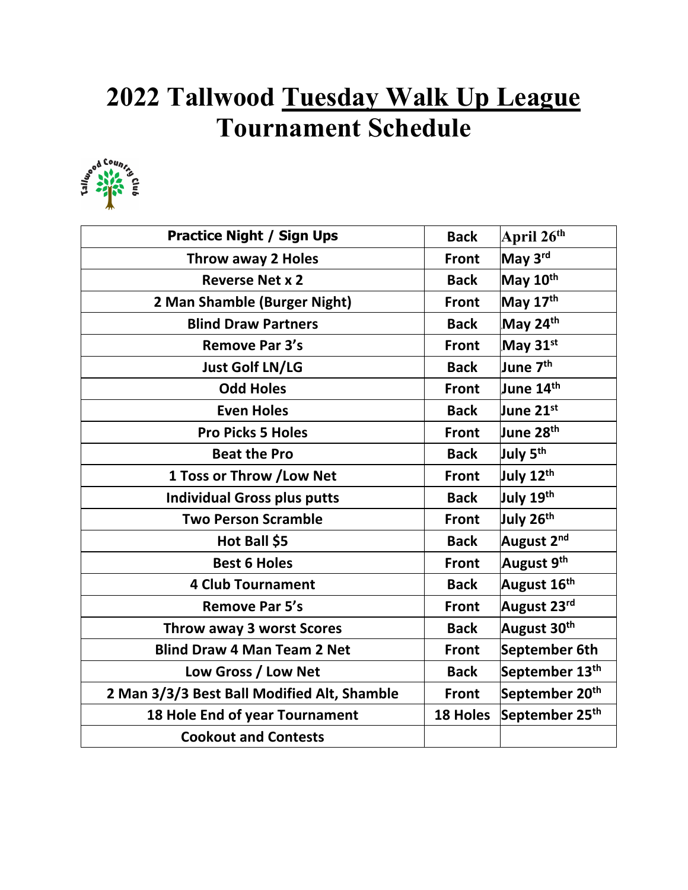# 2022 Tallwood Tuesday Walk Up League Tournament Schedule

| Practice Night / Sign Ups | Back | April 26th |
|---|---|---|
| Throw away 2 Holes | Front | May 3rd |
| Reverse Net x 2 | Back | May 10th |
| 2 Man Shamble (Burger Night) | Front | May 17th |
| Blind Draw Partners | Back | May 24th |
| Remove Par 3's | Front | May 31st |
| Just Golf LN/LG | Back | June 7th |
| Odd Holes | Front | June 14th |
| Even Holes | Back | June 21st |
| Pro Picks 5 Holes | Front | June 28th |
| Beat the Pro | Back | July 5th |
| 1 Toss or Throw /Low Net | Front | July 12th |
| Individual Gross plus putts | Back | July 19th |
| Two Person Scramble | Front | July 26th |
| Hot Ball $5 | Back | August 2nd |
| Best 6 Holes | Front | August 9th |
| 4 Club Tournament | Back | August 16th |
| Remove Par 5's | Front | August 23rd |
| Throw away 3 worst Scores | Back | August 30th |
| Blind Draw 4 Man Team 2 Net | Front | September 6th |
| Low Gross / Low Net | Back | September 13th |
| 2 Man 3/3/3 Best Ball Modified Alt, Shamble | Front | September 20th |
| 18 Hole End of year Tournament | 18 Holes | September 25th |
| Cookout and Contests | | |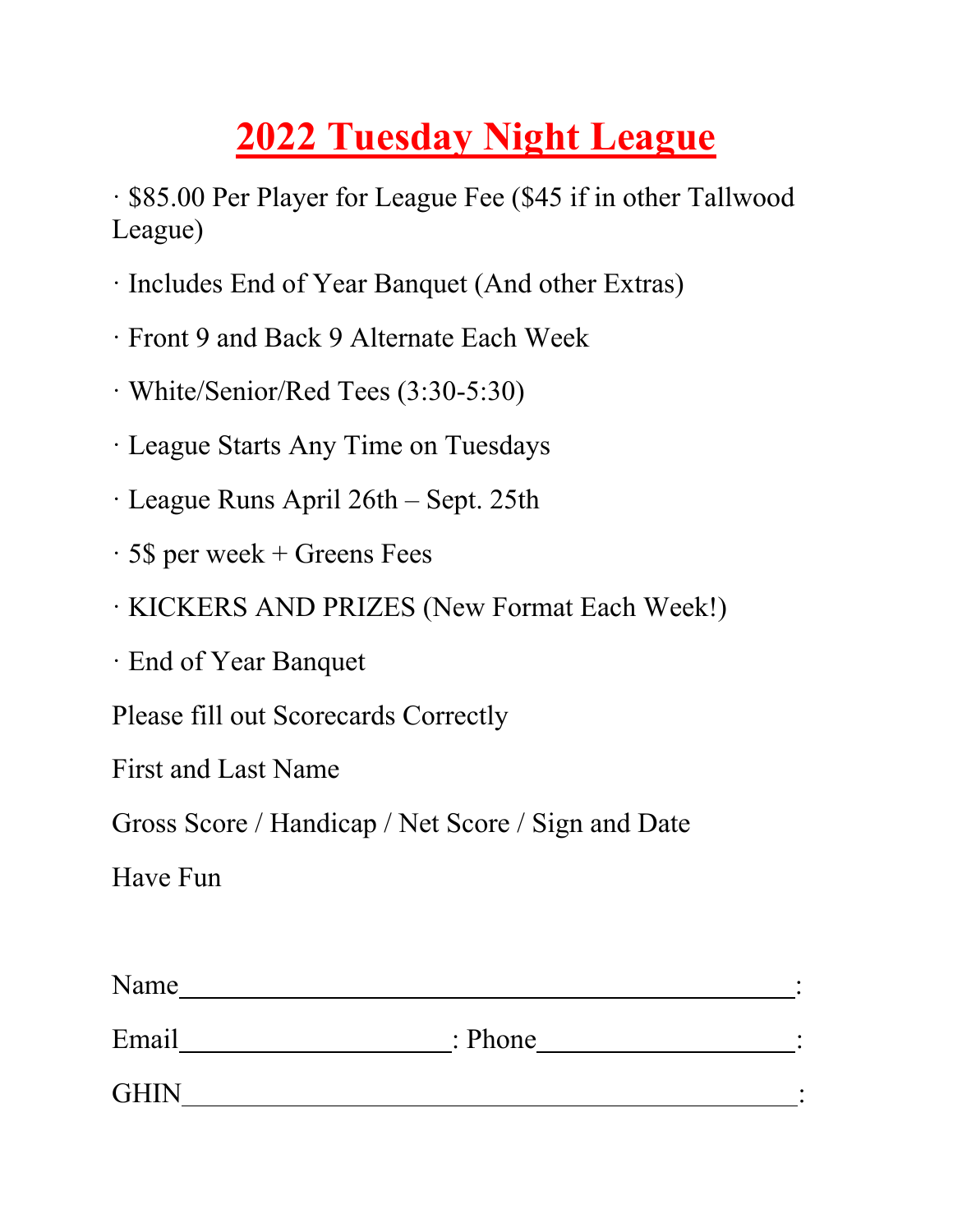# 2022 Tuesday Night League

· $85.00 Per Player for League Fee ($45 if in other Tallwood League)

· Includes End of Year Banquet (And other Extras)

· Front 9 and Back 9 Alternate Each Week

· White/Senior/Red Tees (3:30-5:30)

· League Starts Any Time on Tuesdays

· League Runs April 26th – Sept. 25th

· 5$ per week + Greens Fees

· KICKERS AND PRIZES (New Format Each Week!)

· End of Year Banquet

Please fill out Scorecards Correctly

First and Last Name

Gross Score / Handicap / Net Score / Sign and Date

Have Fun

Name\_\_\_\_\_\_\_\_\_\_\_\_\_\_\_\_\_\_\_\_\_\_\_\_\_\_\_\_\_\_\_\_\_\_\_\_\_\_\_\_:

Email\_\_\_\_\_\_\_\_\_\_\_\_\_\_\_\_\_\_\_\_: Phone\_\_\_\_\_\_\_\_\_\_\_\_\_\_\_\_\_\_\_\_:

GHIN\_\_\_\_\_\_\_\_\_\_\_\_\_\_\_\_\_\_\_\_\_\_\_\_\_\_\_\_\_\_\_\_\_\_\_\_\_\_\_\_: